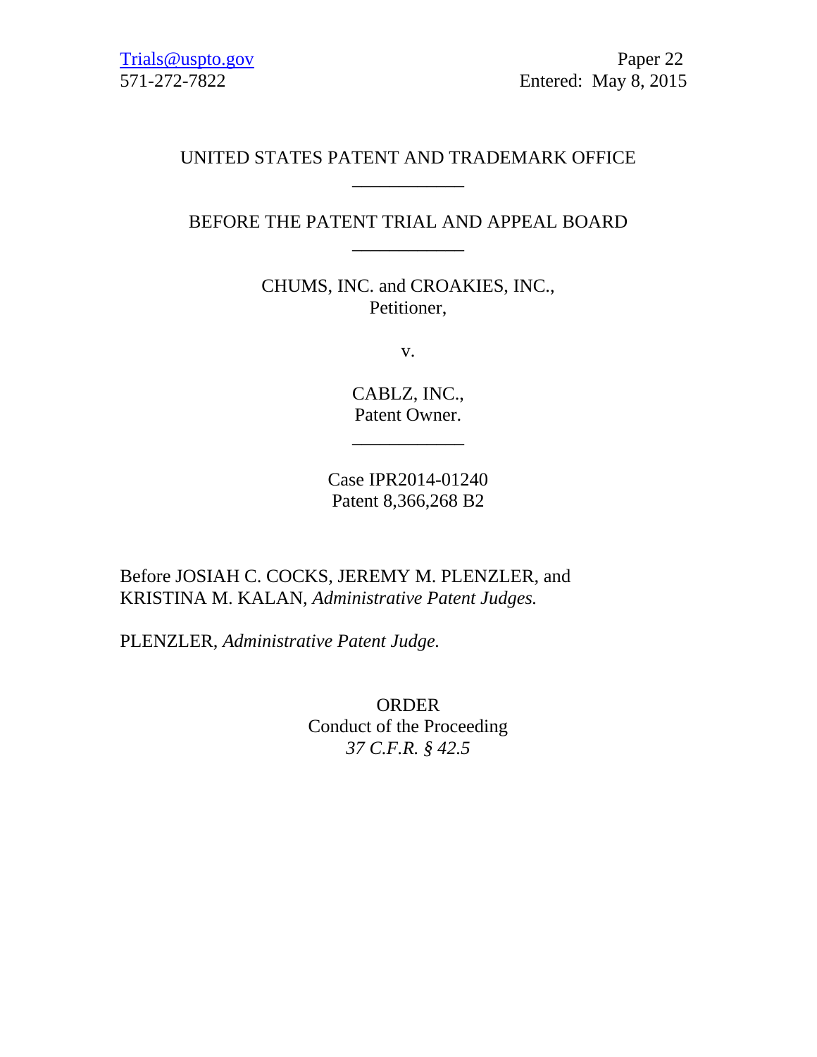Trials@uspto.gov
571-272-7822

Paper 22
Entered: May 8, 2015

UNITED STATES PATENT AND TRADEMARK OFFICE

---

BEFORE THE PATENT TRIAL AND APPEAL BOARD

---

CHUMS, INC. and CROAKIES, INC.,
Petitioner,

v.

CABLZ, INC.,
Patent Owner.

---

Case IPR2014-01240
Patent 8,366,268 B2

Before JOSIAH C. COCKS, JEREMY M. PLENZLER, and KRISTINA M. KALAN, *Administrative Patent Judges.*

PLENZLER, *Administrative Patent Judge.*

ORDER
Conduct of the Proceeding
*37 C.F.R. § 42.5*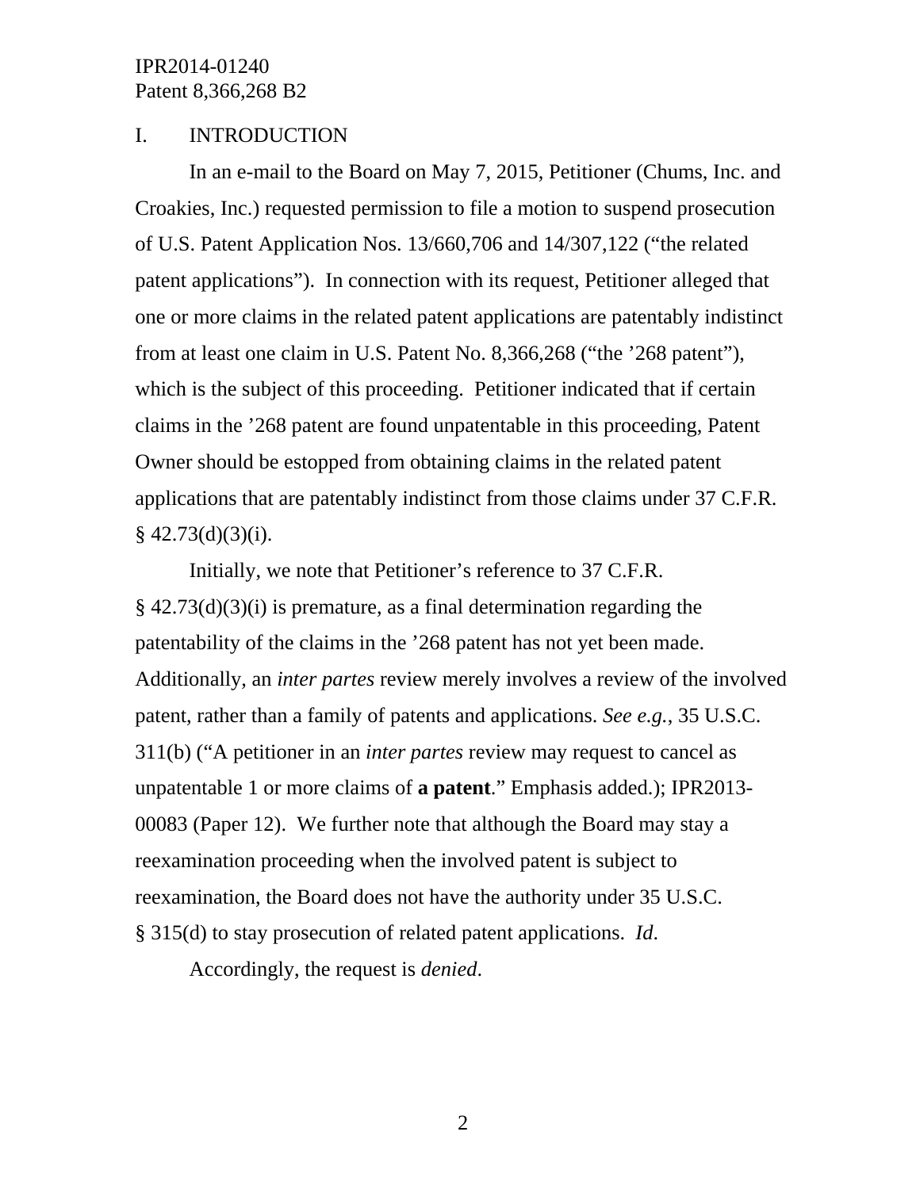## I. INTRODUCTION

In an e-mail to the Board on May 7, 2015, Petitioner (Chums, Inc. and Croakies, Inc.) requested permission to file a motion to suspend prosecution of U.S. Patent Application Nos. 13/660,706 and 14/307,122 ("the related patent applications"). In connection with its request, Petitioner alleged that one or more claims in the related patent applications are patentably indistinct from at least one claim in U.S. Patent No. 8,366,268 ("the '268 patent"), which is the subject of this proceeding. Petitioner indicated that if certain claims in the '268 patent are found unpatentable in this proceeding, Patent Owner should be estopped from obtaining claims in the related patent applications that are patentably indistinct from those claims under 37 C.F.R. § 42.73(d)(3)(i).

Initially, we note that Petitioner's reference to 37 C.F.R. § 42.73(d)(3)(i) is premature, as a final determination regarding the patentability of the claims in the '268 patent has not yet been made. Additionally, an *inter partes* review merely involves a review of the involved patent, rather than a family of patents and applications. *See e.g.*, 35 U.S.C. 311(b) ("A petitioner in an *inter partes* review may request to cancel as unpatentable 1 or more claims of **a patent**." Emphasis added.); IPR2013-00083 (Paper 12). We further note that although the Board may stay a reexamination proceeding when the involved patent is subject to reexamination, the Board does not have the authority under 35 U.S.C. § 315(d) to stay prosecution of related patent applications. *Id*.

Accordingly, the request is *denied*.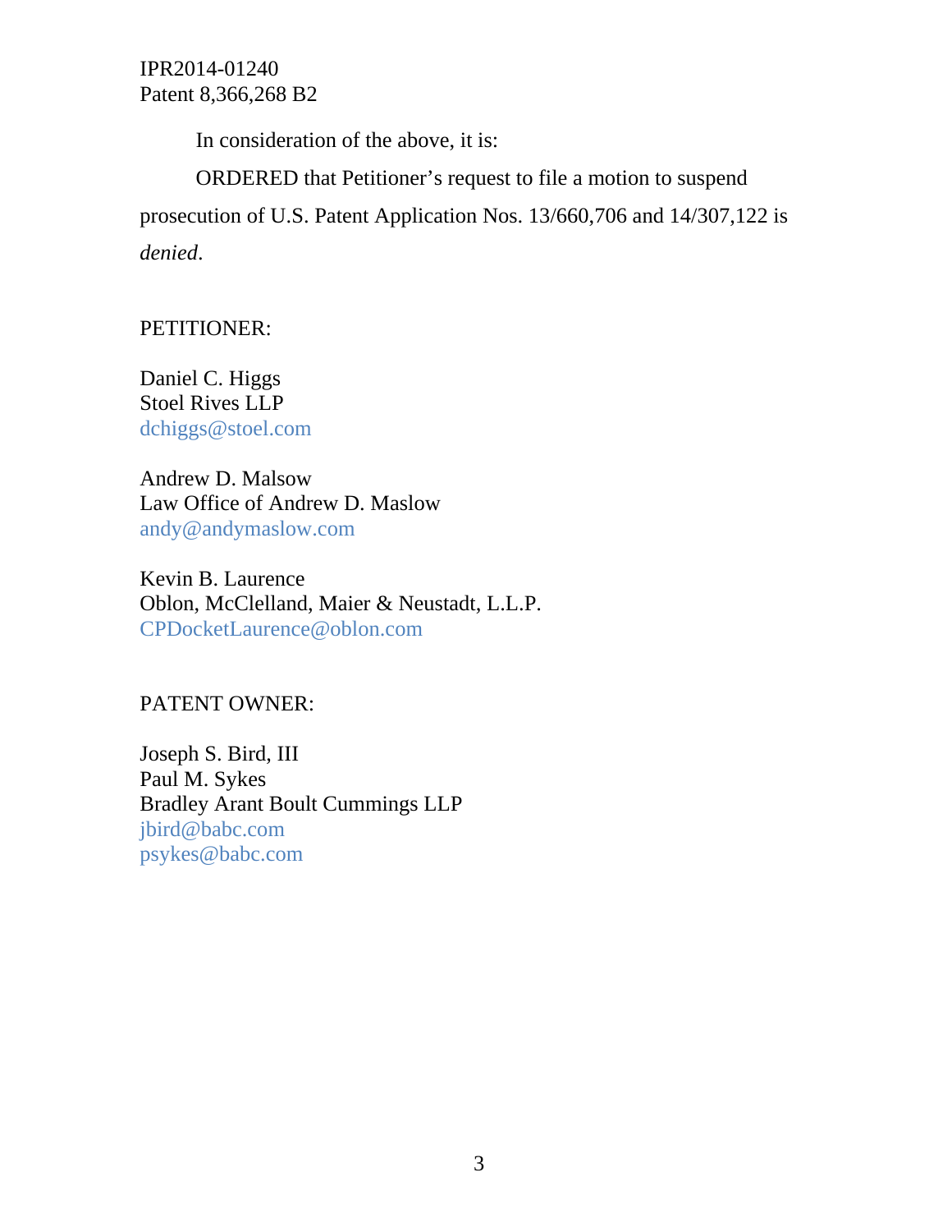In consideration of the above, it is:

ORDERED that Petitioner's request to file a motion to suspend prosecution of U.S. Patent Application Nos. 13/660,706 and 14/307,122 is *denied*.

PETITIONER:

Daniel C. Higgs
Stoel Rives LLP
dchiggs@stoel.com

Andrew D. Malsow
Law Office of Andrew D. Maslow
andy@andymaslow.com

Kevin B. Laurence
Oblon, McClelland, Maier & Neustadt, L.L.P.
CPDocketLaurence@oblon.com

PATENT OWNER:

Joseph S. Bird, III
Paul M. Sykes
Bradley Arant Boult Cummings LLP
jbird@babc.com
psykes@babc.com